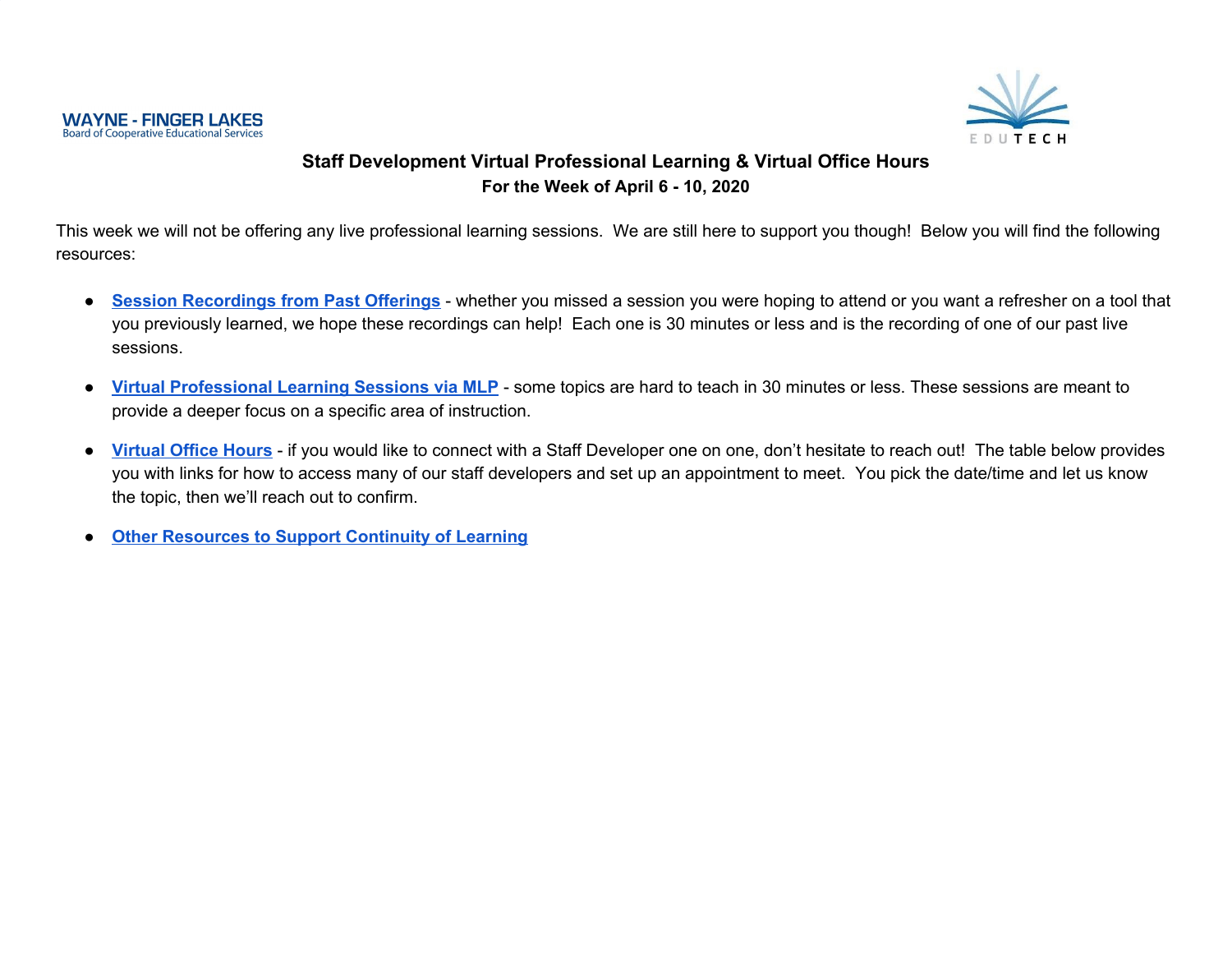WAYNE - FINGER LAKES
Board of Cooperative Educational Services

EDUTECH

## Staff Development Virtual Professional Learning & Virtual Office Hours

### For the Week of April 6 - 10, 2020

This week we will not be offering any live professional learning sessions. We are still here to support you though! Below you will find the following resources:

- **Session Recordings from Past Offerings** - whether you missed a session you were hoping to attend or you want a refresher on a tool that you previously learned, we hope these recordings can help! Each one is 30 minutes or less and is the recording of one of our past live sessions.
- **Virtual Professional Learning Sessions via MLP** - some topics are hard to teach in 30 minutes or less. These sessions are meant to provide a deeper focus on a specific area of instruction.
- **Virtual Office Hours** - if you would like to connect with a Staff Developer one on one, don't hesitate to reach out! The table below provides you with links for how to access many of our staff developers and set up an appointment to meet. You pick the date/time and let us know the topic, then we'll reach out to confirm.
- **Other Resources to Support Continuity of Learning**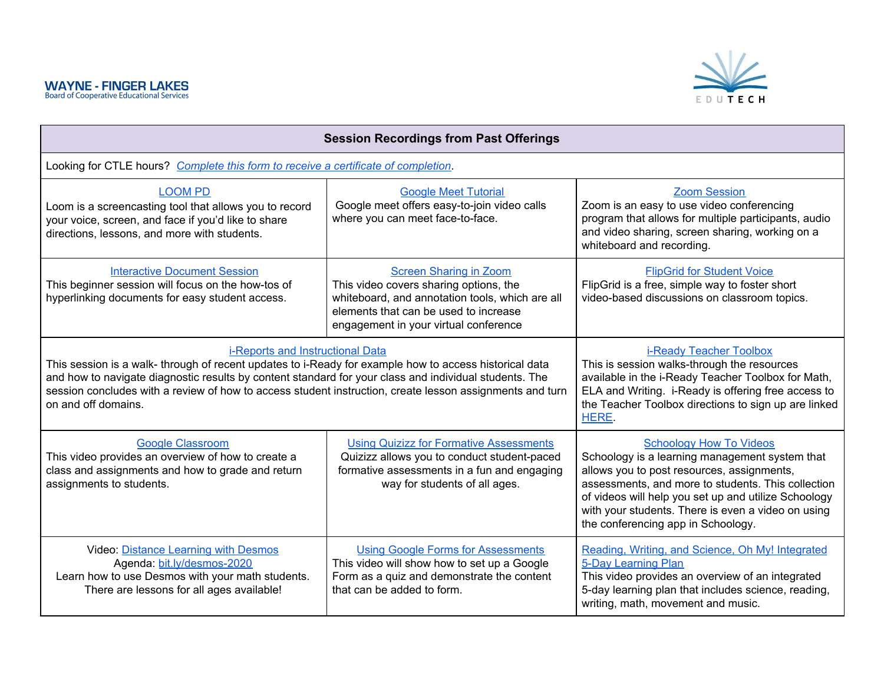WAYNE - FINGER LAKES
Board of Cooperative Educational Services

EDUTECH

| Session Recordings from Past Offerings | | |
|---|---|---|
| Looking for CTLE hours? *Complete this form to receive a certificate of completion*. | | |
| LOOM PD<br>Loom is a screencasting tool that allows you to record your voice, screen, and face if you'd like to share directions, lessons, and more with students. | Google Meet Tutorial<br>Google meet offers easy-to-join video calls where you can meet face-to-face. | Zoom Session<br>Zoom is an easy to use video conferencing program that allows for multiple participants, audio and video sharing, screen sharing, working on a whiteboard and recording. |
| Interactive Document Session<br>This beginner session will focus on the how-tos of hyperlinking documents for easy student access. | Screen Sharing in Zoom<br>This video covers sharing options, the whiteboard, and annotation tools, which are all elements that can be used to increase engagement in your virtual conference | FlipGrid for Student Voice<br>FlipGrid is a free, simple way to foster short video-based discussions on classroom topics. |
| i-Reports and Instructional Data<br>This session is a walk- through of recent updates to i-Ready for example how to access historical data and how to navigate diagnostic results by content standard for your class and individual students. The session concludes with a review of how to access student instruction, create lesson assignments and turn on and off domains. | | i-Ready Teacher Toolbox<br>This is session walks-through the resources available in the i-Ready Teacher Toolbox for Math, ELA and Writing. i-Ready is offering free access to the Teacher Toolbox directions to sign up are linked HERE. |
| Google Classroom<br>This video provides an overview of how to create a class and assignments and how to grade and return assignments to students. | Using Quizizz for Formative Assessments<br>Quizizz allows you to conduct student-paced formative assessments in a fun and engaging way for students of all ages. | Schoology How To Videos<br>Schoology is a learning management system that allows you to post resources, assignments, assessments, and more to students. This collection of videos will help you set up and utilize Schoology with your students. There is even a video on using the conferencing app in Schoology. |
| Video: Distance Learning with Desmos<br>Agenda: bit.ly/desmos-2020<br>Learn how to use Desmos with your math students. There are lessons for all ages available! | Using Google Forms for Assessments<br>This video will show how to set up a Google Form as a quiz and demonstrate the content that can be added to form. | Reading, Writing, and Science, Oh My! Integrated 5-Day Learning Plan<br>This video provides an overview of an integrated 5-day learning plan that includes science, reading, writing, math, movement and music. |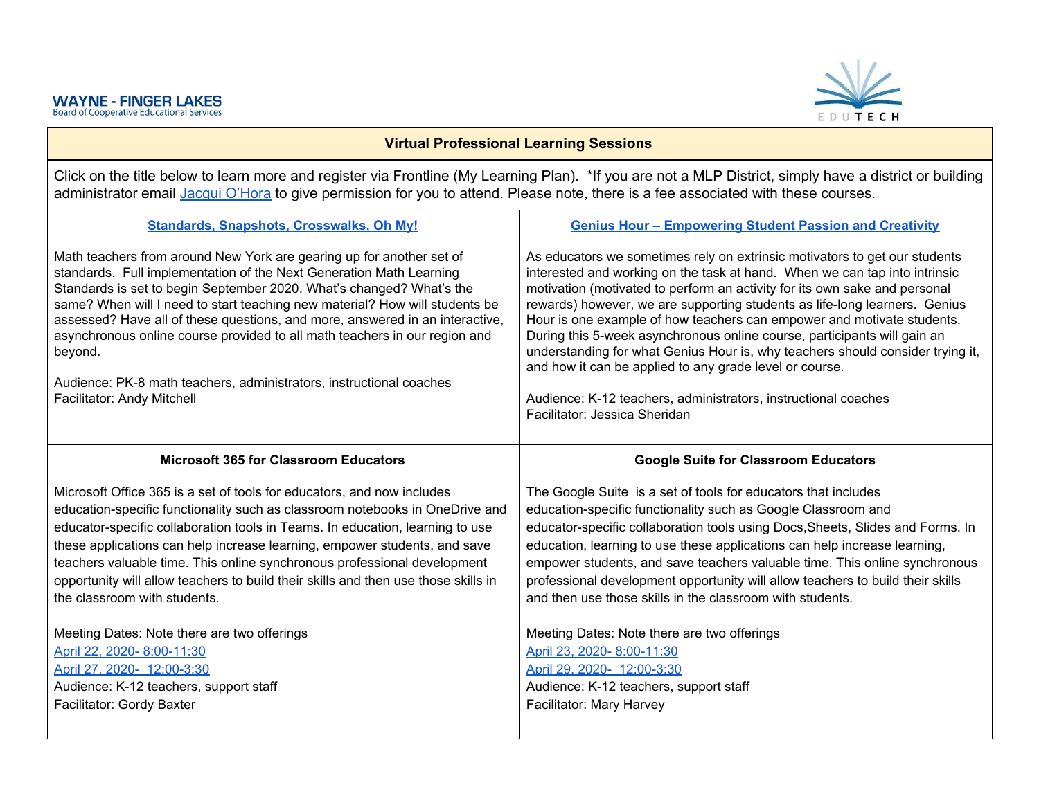WAYNE - FINGER LAKES
Board of Cooperative Educational Services

EDUTECH

## Virtual Professional Learning Sessions

Click on the title below to learn more and register via Frontline (My Learning Plan). *If you are not a MLP District, simply have a district or building administrator email Jacqui O'Hora to give permission for you to attend. Please note, there is a fee associated with these courses.

### Standards, Snapshots, Crosswalks, Oh My!

Math teachers from around New York are gearing up for another set of standards. Full implementation of the Next Generation Math Learning Standards is set to begin September 2020. What's changed? What's the same? When will I need to start teaching new material? How will students be assessed? Have all of these questions, and more, answered in an interactive, asynchronous online course provided to all math teachers in our region and beyond.

Audience: PK-8 math teachers, administrators, instructional coaches
Facilitator: Andy Mitchell

### Genius Hour – Empowering Student Passion and Creativity

As educators we sometimes rely on extrinsic motivators to get our students interested and working on the task at hand. When we can tap into intrinsic motivation (motivated to perform an activity for its own sake and personal rewards) however, we are supporting students as life-long learners. Genius Hour is one example of how teachers can empower and motivate students. During this 5-week asynchronous online course, participants will gain an understanding for what Genius Hour is, why teachers should consider trying it, and how it can be applied to any grade level or course.

Audience: K-12 teachers, administrators, instructional coaches
Facilitator: Jessica Sheridan

### Microsoft 365 for Classroom Educators

Microsoft Office 365 is a set of tools for educators, and now includes education-specific functionality such as classroom notebooks in OneDrive and educator-specific collaboration tools in Teams. In education, learning to use these applications can help increase learning, empower students, and save teachers valuable time. This online synchronous professional development opportunity will allow teachers to build their skills and then use those skills in the classroom with students.

Meeting Dates: Note there are two offerings
April 22, 2020- 8:00-11:30
April 27, 2020- 12:00-3:30
Audience: K-12 teachers, support staff
Facilitator: Gordy Baxter

### Google Suite for Classroom Educators

The Google Suite is a set of tools for educators that includes education-specific functionality such as Google Classroom and educator-specific collaboration tools using Docs,Sheets, Slides and Forms. In education, learning to use these applications can help increase learning, empower students, and save teachers valuable time. This online synchronous professional development opportunity will allow teachers to build their skills and then use those skills in the classroom with students.

Meeting Dates: Note there are two offerings
April 23, 2020- 8:00-11:30
April 29, 2020- 12:00-3:30
Audience: K-12 teachers, support staff
Facilitator: Mary Harvey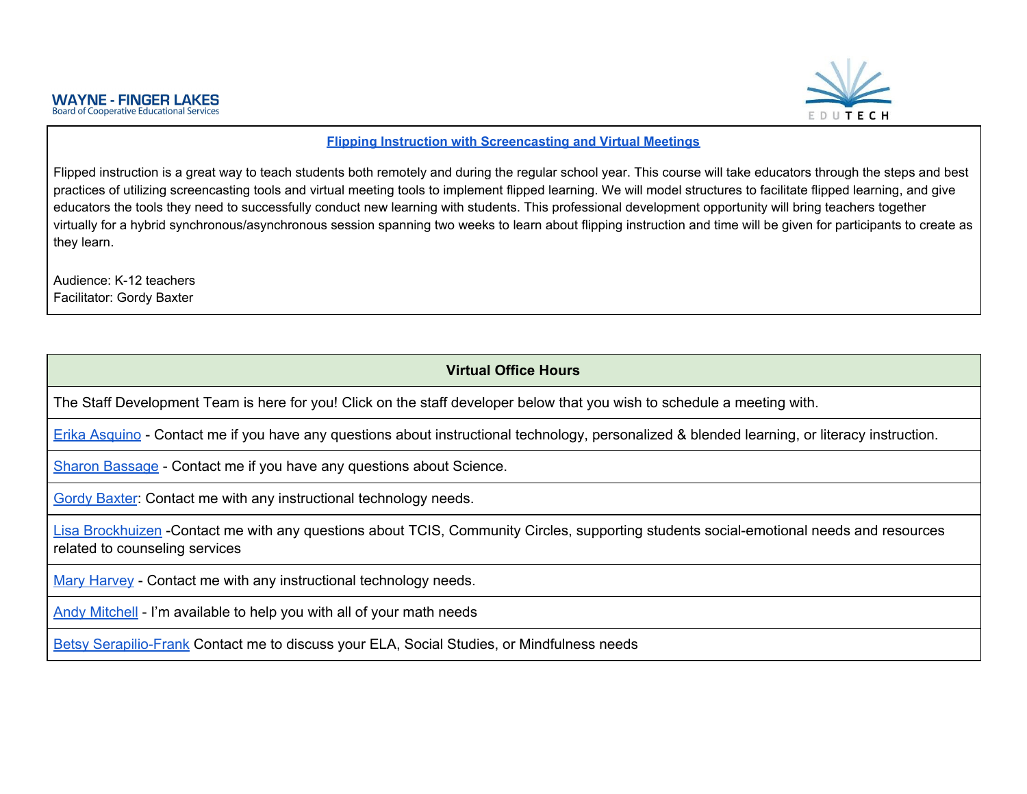WAYNE - FINGER LAKES
Board of Cooperative Educational Services

EDUTECH

## Flipping Instruction with Screencasting and Virtual Meetings

Flipped instruction is a great way to teach students both remotely and during the regular school year. This course will take educators through the steps and best practices of utilizing screencasting tools and virtual meeting tools to implement flipped learning. We will model structures to facilitate flipped learning, and give educators the tools they need to successfully conduct new learning with students. This professional development opportunity will bring teachers together virtually for a hybrid synchronous/asynchronous session spanning two weeks to learn about flipping instruction and time will be given for participants to create as they learn.

Audience: K-12 teachers
Facilitator: Gordy Baxter

| Virtual Office Hours |
|---|
| The Staff Development Team is here for you! Click on the staff developer below that you wish to schedule a meeting with. |
| Erika Asquino - Contact me if you have any questions about instructional technology, personalized & blended learning, or literacy instruction. |
| Sharon Bassage - Contact me if you have any questions about Science. |
| Gordy Baxter: Contact me with any instructional technology needs. |
| Lisa Brockhuizen -Contact me with any questions about TCIS, Community Circles, supporting students social-emotional needs and resources related to counseling services |
| Mary Harvey - Contact me with any instructional technology needs. |
| Andy Mitchell - I'm available to help you with all of your math needs |
| Betsy Serapilio-Frank Contact me to discuss your ELA, Social Studies, or Mindfulness needs |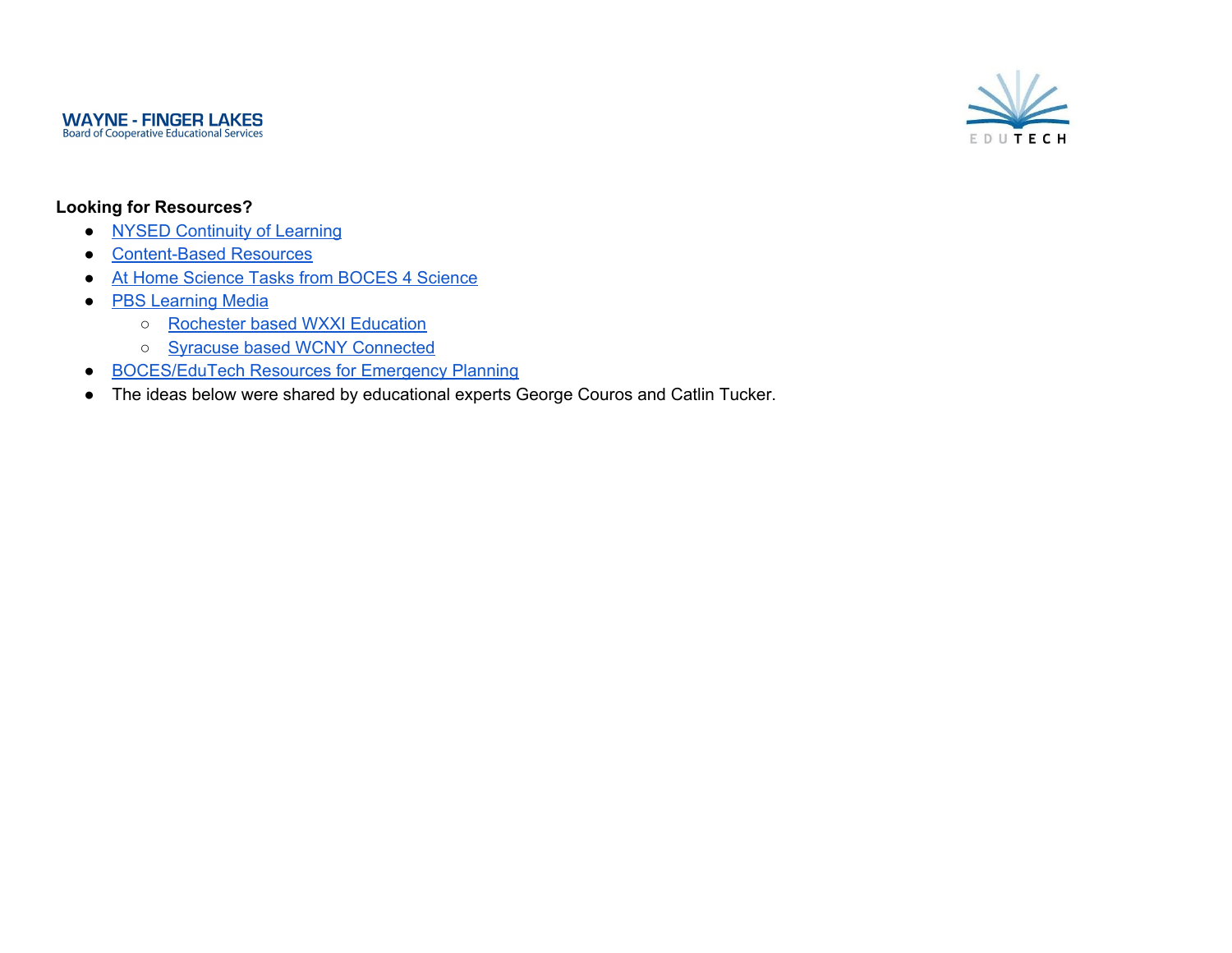**Looking for Resources?**

- NYSED Continuity of Learning
- Content-Based Resources
- At Home Science Tasks from BOCES 4 Science
- PBS Learning Media
  - Rochester based WXXI Education
  - Syracuse based WCNY Connected
- BOCES/EduTech Resources for Emergency Planning
- The ideas below were shared by educational experts George Couros and Catlin Tucker.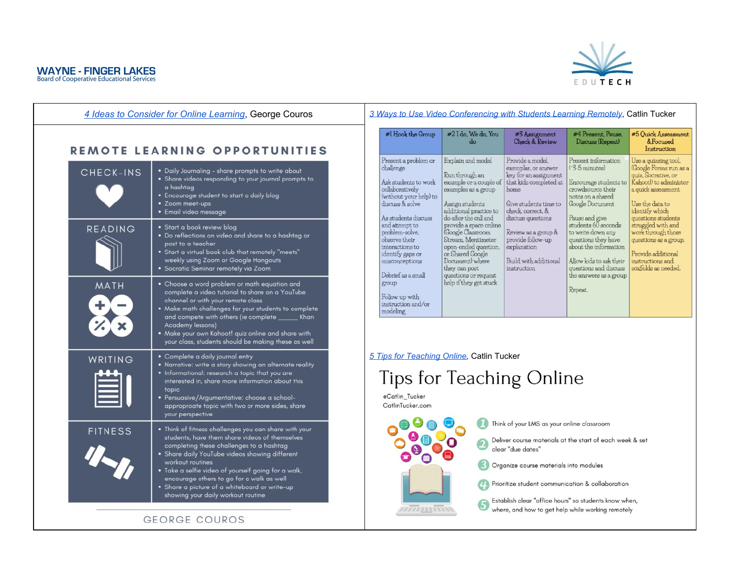WAYNE - FINGER LAKES
Board of Cooperative Educational Services

EDUTECH

## 4 Ideas to Consider for Online Learning, George Couros

### REMOTE LEARNING OPPORTUNITIES

| | |
|---|---|
| CHECK-INS | • Daily Journaling - share prompts to write about<br>• Share videos responding to your journal prompts to a hashtag<br>• Encourage student to start a daily blog<br>• Zoom meet-ups<br>• Email video message |
| READING | • Start a book review blog<br>• Do reflections on video and share to a hashtag or post to a teacher<br>• Start a virtual book club that remotely "meets" weekly using Zoom or Google Hangouts<br>• Socratic Seminar remotely via Zoom |
| MATH | • Choose a word problem or math equation and complete a video tutorial to share on a YouTube channel or with your remote class<br>• Make math challenges for your students to complete and compete with others (ie complete _____ Khan Academy lessons)<br>• Make your own Kahoot! quiz online and share with your class, students should be making these as well |
| WRITING | • Complete a daily journal entry<br>• Narrative: write a story showing an alternate reality<br>• Informational: research a topic that you are interested in, share more information about this topic<br>• Persuasive/Argumentative: choose a school-approproate topic with two or more sides, share your perspective |
| FITNESS | • Think of fitness challenges you can share with your students, have them share videos of themselves completing these challenges to a hashtag<br>• Share daily YouTube videos showing different workout routines<br>• Take a selfie video of yourself going for a walk, encourage others to go for a walk as well<br>• Share a picture of a whiteboard or write-up showing your daily workout routine |

GEORGE COUROS

## 3 Ways to Use Video Conferencing with Students Learning Remotely, Catlin Tucker

| #1 Hook the Group | #2 I do, We do, You do | #3 Assignment Check & Review | #4 Present, Pause, Discuss (Repeat) | #5 Quick Assessment & Focused Instruction |
|---|---|---|---|---|
| Present a problem or challenge<br><br>Ask students to work collaboratively (without your help) to discuss & solve<br><br>As students discuss and attempt to problem-solve, observe their interactions to identify gaps or misconceptions<br><br>Debrief as a small group<br><br>Follow up with instruction and/or modeling | Explain and model<br><br>Run through an example or a couple of examples as a group<br><br>Assign students additional practice to do after the call and provide a space online (Google Classroom Stream, Mentimeter open-ended question, or Shared Google Document) where they can post questions or request help if they get stuck | Provide a model, exemplar, or answer key for an assignment that kids completed at home<br><br>Give students time to check, correct, & discuss questions<br><br>Review as a group & provide follow-up explanation<br><br>Build with additional instruction | Present information (~3-5 minutes)<br><br>Encourage students to crowdsource their notes on a shared Google Document<br><br>Pause and give students 60 seconds to write down any questions they have about the information<br><br>Allow kids to ask their questions and discuss the answers as a group<br><br>Repeat. | Use a quizzing tool, (Google Forms run as a quiz, Socrative, or Kahoot!) to administer a quick assessment<br><br>Use the data to identify which questions students struggled with and work through those questions as a group.<br><br>Provide additional instructions and scaffolds as needed. |

## 5 Tips for Teaching Online, Catlin Tucker

### Tips for Teaching Online

@Catlin_Tucker
CatlinTucker.com

1. Think of your LMS as your online classroom
2. Deliver course materials at the start of each week & set clear "due dates"
3. Organize course materials into modules
4. Prioritize student communication & collaboration
5. Establish clear "office hours" so students know when, where, and how to get help while working remotely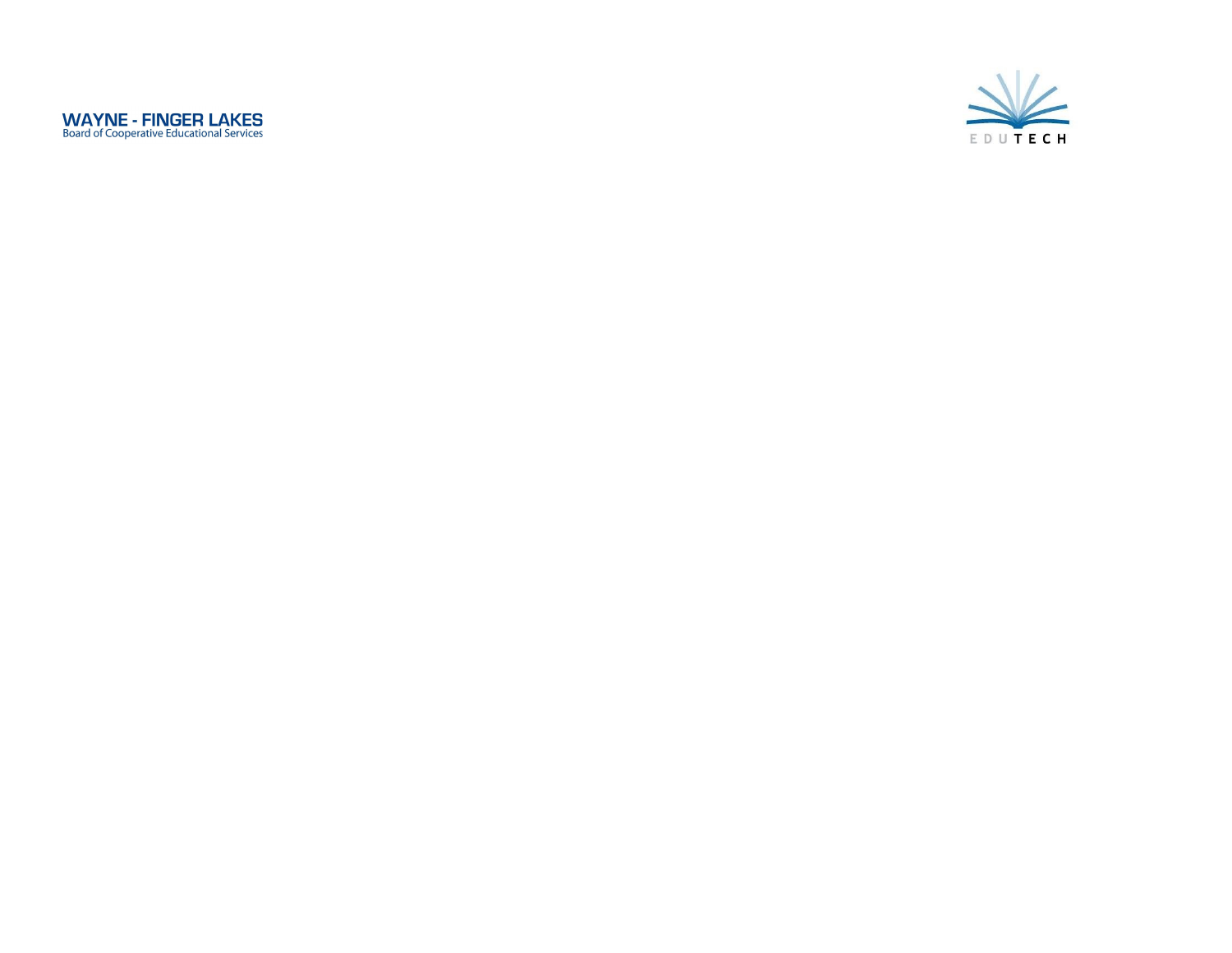**WAYNE - FINGER LAKES**
Board of Cooperative Educational Services

EDUTECH